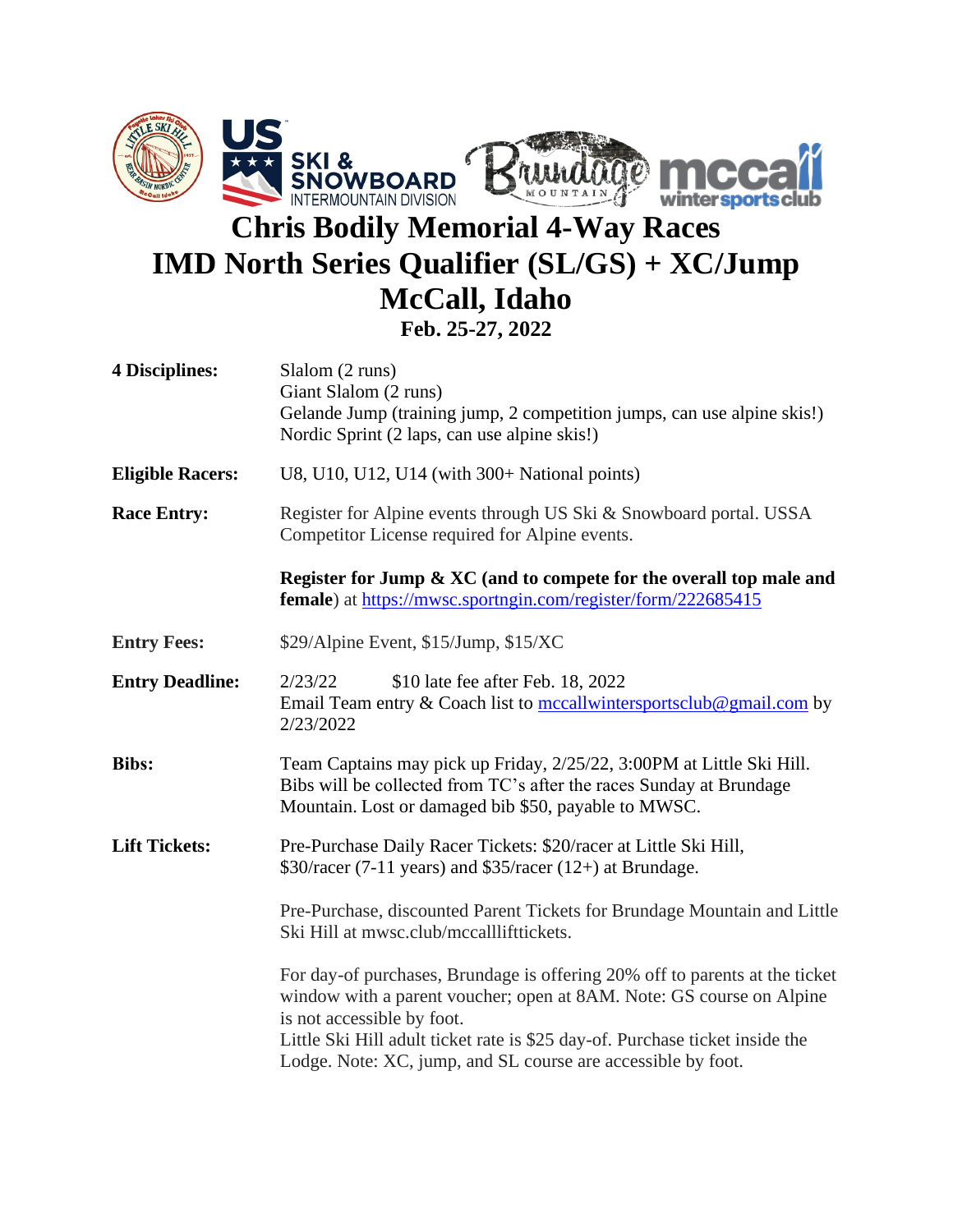# Chris Bodily Memorial 4-Way Races

# IMD North Series Qualifier (SL/GS) + XC/Jump

# McCall, Idaho

### Feb. 25-27, 2022

**4 Disciplines:**
Slalom (2 runs)
Giant Slalom (2 runs)
Gelande Jump (training jump, 2 competition jumps, can use alpine skis!)
Nordic Sprint (2 laps, can use alpine skis!)

**Eligible Racers:** U8, U10, U12, U14 (with 300+ National points)

**Race Entry:** Register for Alpine events through US Ski & Snowboard portal. USSA Competitor License required for Alpine events.

**Register for Jump & XC (and to compete for the overall top male and female**) at https://mwsc.sportngin.com/register/form/222685415

**Entry Fees:** $29/Alpine Event, $15/Jump, $15/XC

**Entry Deadline:** 2/23/22 $10 late fee after Feb. 18, 2022
Email Team entry & Coach list to mccallwintersportsclub@gmail.com by 2/23/2022

**Bibs:** Team Captains may pick up Friday, 2/25/22, 3:00PM at Little Ski Hill. Bibs will be collected from TC's after the races Sunday at Brundage Mountain. Lost or damaged bib $50, payable to MWSC.

**Lift Tickets:** Pre-Purchase Daily Racer Tickets: $20/racer at Little Ski Hill, $30/racer (7-11 years) and $35/racer (12+) at Brundage.

Pre-Purchase, discounted Parent Tickets for Brundage Mountain and Little Ski Hill at mwsc.club/mccallllifttickets.

For day-of purchases, Brundage is offering 20% off to parents at the ticket window with a parent voucher; open at 8AM. Note: GS course on Alpine is not accessible by foot.
Little Ski Hill adult ticket rate is $25 day-of. Purchase ticket inside the Lodge. Note: XC, jump, and SL course are accessible by foot.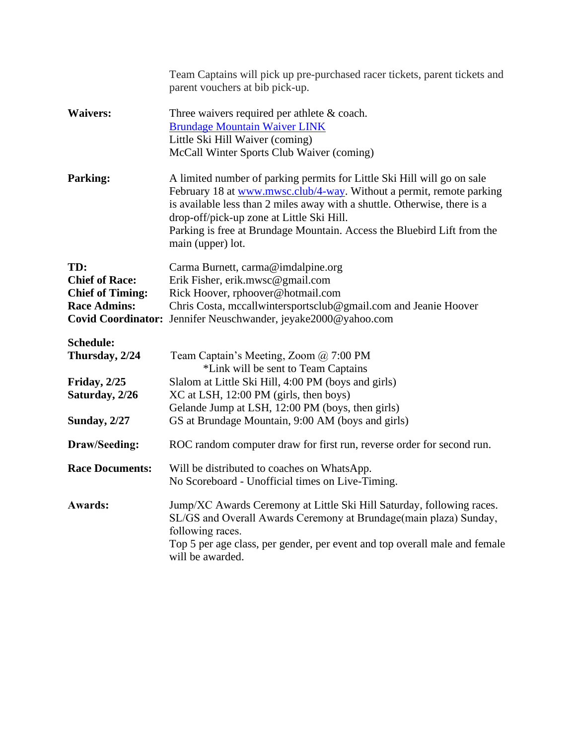Team Captains will pick up pre-purchased racer tickets, parent tickets and parent vouchers at bib pick-up.

**Waivers:** Three waivers required per athlete & coach.
[Brundage Mountain Waiver LINK]
Little Ski Hill Waiver (coming)
McCall Winter Sports Club Waiver (coming)

**Parking:** A limited number of parking permits for Little Ski Hill will go on sale February 18 at www.mwsc.club/4-way. Without a permit, remote parking is available less than 2 miles away with a shuttle. Otherwise, there is a drop-off/pick-up zone at Little Ski Hill.
Parking is free at Brundage Mountain. Access the Bluebird Lift from the main (upper) lot.

**TD:** Carma Burnett, carma@imdalpine.org
**Chief of Race:** Erik Fisher, erik.mwsc@gmail.com
**Chief of Timing:** Rick Hoover, rphoover@hotmail.com
**Race Admins:** Chris Costa, mccallwintersportsclub@gmail.com and Jeanie Hoover
**Covid Coordinator:** Jennifer Neuschwander, jeyake2000@yahoo.com

**Schedule:**

**Thursday, 2/24** Team Captain's Meeting, Zoom @ 7:00 PM
*Link will be sent to Team Captains

**Friday, 2/25** Slalom at Little Ski Hill, 4:00 PM (boys and girls)

**Saturday, 2/26** XC at LSH, 12:00 PM (girls, then boys)
Gelande Jump at LSH, 12:00 PM (boys, then girls)

**Sunday, 2/27** GS at Brundage Mountain, 9:00 AM (boys and girls)

**Draw/Seeding:** ROC random computer draw for first run, reverse order for second run.

**Race Documents:** Will be distributed to coaches on WhatsApp.
No Scoreboard - Unofficial times on Live-Timing.

**Awards:** Jump/XC Awards Ceremony at Little Ski Hill Saturday, following races.
SL/GS and Overall Awards Ceremony at Brundage(main plaza) Sunday, following races.
Top 5 per age class, per gender, per event and top overall male and female will be awarded.